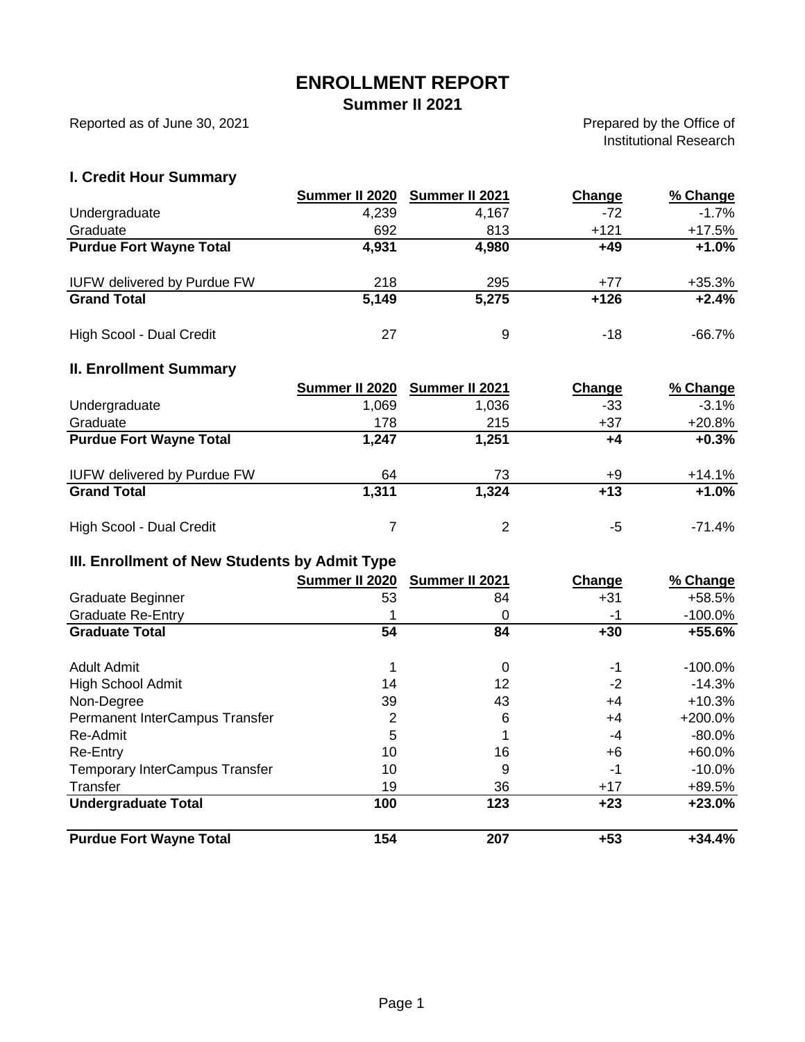# ENROLLMENT REPORT

## Summer II 2021

Reported as of June 30, 2021

Prepared by the Office of Institutional Research

### I. Credit Hour Summary

| | Summer II 2020 | Summer II 2021 | Change | % Change |
|---|---|---|---|---|
| Undergraduate | 4,239 | 4,167 | -72 | -1.7% |
| Graduate | 692 | 813 | +121 | +17.5% |
| **Purdue Fort Wayne Total** | **4,931** | **4,980** | **+49** | **+1.0%** |
| | | | | |
| IUFW delivered by Purdue FW | 218 | 295 | +77 | +35.3% |
| **Grand Total** | **5,149** | **5,275** | **+126** | **+2.4%** |
| | | | | |
| High Scool - Dual Credit | 27 | 9 | -18 | -66.7% |

### II. Enrollment Summary

| | Summer II 2020 | Summer II 2021 | Change | % Change |
|---|---|---|---|---|
| Undergraduate | 1,069 | 1,036 | -33 | -3.1% |
| Graduate | 178 | 215 | +37 | +20.8% |
| **Purdue Fort Wayne Total** | **1,247** | **1,251** | **+4** | **+0.3%** |
| | | | | |
| IUFW delivered by Purdue FW | 64 | 73 | +9 | +14.1% |
| **Grand Total** | **1,311** | **1,324** | **+13** | **+1.0%** |
| | | | | |
| High Scool - Dual Credit | 7 | 2 | -5 | -71.4% |

### III. Enrollment of New Students by Admit Type

| | Summer II 2020 | Summer II 2021 | Change | % Change |
|---|---|---|---|---|
| Graduate Beginner | 53 | 84 | +31 | +58.5% |
| Graduate Re-Entry | 1 | 0 | -1 | -100.0% |
| **Graduate Total** | **54** | **84** | **+30** | **+55.6%** |
| | | | | |
| Adult Admit | 1 | 0 | -1 | -100.0% |
| High School Admit | 14 | 12 | -2 | -14.3% |
| Non-Degree | 39 | 43 | +4 | +10.3% |
| Permanent InterCampus Transfer | 2 | 6 | +4 | +200.0% |
| Re-Admit | 5 | 1 | -4 | -80.0% |
| Re-Entry | 10 | 16 | +6 | +60.0% |
| Temporary InterCampus Transfer | 10 | 9 | -1 | -10.0% |
| Transfer | 19 | 36 | +17 | +89.5% |
| **Undergraduate Total** | **100** | **123** | **+23** | **+23.0%** |
| | | | | |
| **Purdue Fort Wayne Total** | **154** | **207** | **+53** | **+34.4%** |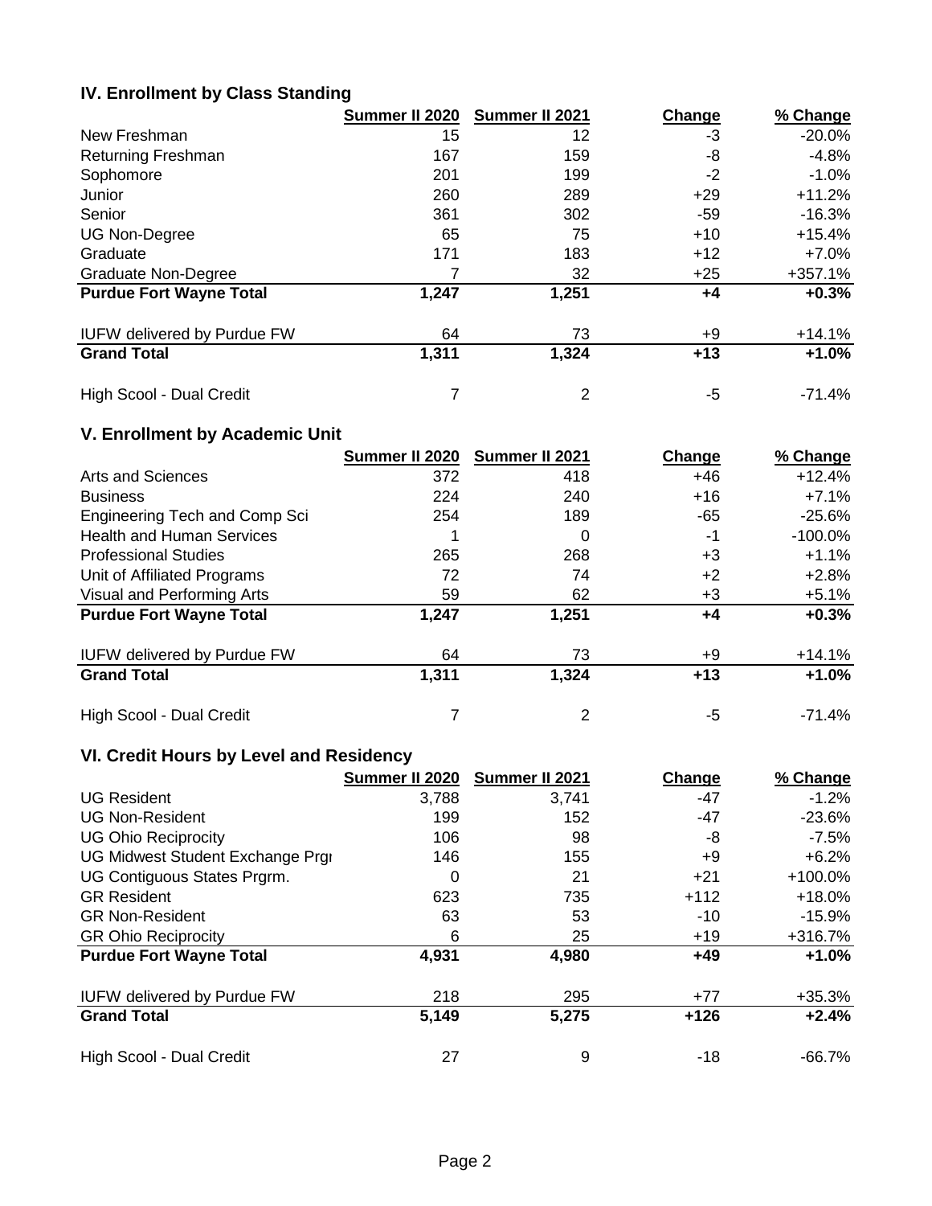## IV. Enrollment by Class Standing

| | Summer II 2020 | Summer II 2021 | Change | % Change |
|---|---|---|---|---|
| New Freshman | 15 | 12 | -3 | -20.0% |
| Returning Freshman | 167 | 159 | -8 | -4.8% |
| Sophomore | 201 | 199 | -2 | -1.0% |
| Junior | 260 | 289 | +29 | +11.2% |
| Senior | 361 | 302 | -59 | -16.3% |
| UG Non-Degree | 65 | 75 | +10 | +15.4% |
| Graduate | 171 | 183 | +12 | +7.0% |
| Graduate Non-Degree | 7 | 32 | +25 | +357.1% |
| **Purdue Fort Wayne Total** | **1,247** | **1,251** | **+4** | **+0.3%** |
| IUFW delivered by Purdue FW | 64 | 73 | +9 | +14.1% |
| **Grand Total** | **1,311** | **1,324** | **+13** | **+1.0%** |
| High Scool - Dual Credit | 7 | 2 | -5 | -71.4% |

## V. Enrollment by Academic Unit

| | Summer II 2020 | Summer II 2021 | Change | % Change |
|---|---|---|---|---|
| Arts and Sciences | 372 | 418 | +46 | +12.4% |
| Business | 224 | 240 | +16 | +7.1% |
| Engineering Tech and Comp Sci | 254 | 189 | -65 | -25.6% |
| Health and Human Services | 1 | 0 | -1 | -100.0% |
| Professional Studies | 265 | 268 | +3 | +1.1% |
| Unit of Affiliated Programs | 72 | 74 | +2 | +2.8% |
| Visual and Performing Arts | 59 | 62 | +3 | +5.1% |
| **Purdue Fort Wayne Total** | **1,247** | **1,251** | **+4** | **+0.3%** |
| IUFW delivered by Purdue FW | 64 | 73 | +9 | +14.1% |
| **Grand Total** | **1,311** | **1,324** | **+13** | **+1.0%** |
| High Scool - Dual Credit | 7 | 2 | -5 | -71.4% |

## VI. Credit Hours by Level and Residency

| | Summer II 2020 | Summer II 2021 | Change | % Change |
|---|---|---|---|---|
| UG Resident | 3,788 | 3,741 | -47 | -1.2% |
| UG Non-Resident | 199 | 152 | -47 | -23.6% |
| UG Ohio Reciprocity | 106 | 98 | -8 | -7.5% |
| UG Midwest Student Exchange Prgı | 146 | 155 | +9 | +6.2% |
| UG Contiguous States Prgrm. | 0 | 21 | +21 | +100.0% |
| GR Resident | 623 | 735 | +112 | +18.0% |
| GR Non-Resident | 63 | 53 | -10 | -15.9% |
| GR Ohio Reciprocity | 6 | 25 | +19 | +316.7% |
| **Purdue Fort Wayne Total** | **4,931** | **4,980** | **+49** | **+1.0%** |
| IUFW delivered by Purdue FW | 218 | 295 | +77 | +35.3% |
| **Grand Total** | **5,149** | **5,275** | **+126** | **+2.4%** |
| High Scool - Dual Credit | 27 | 9 | -18 | -66.7% |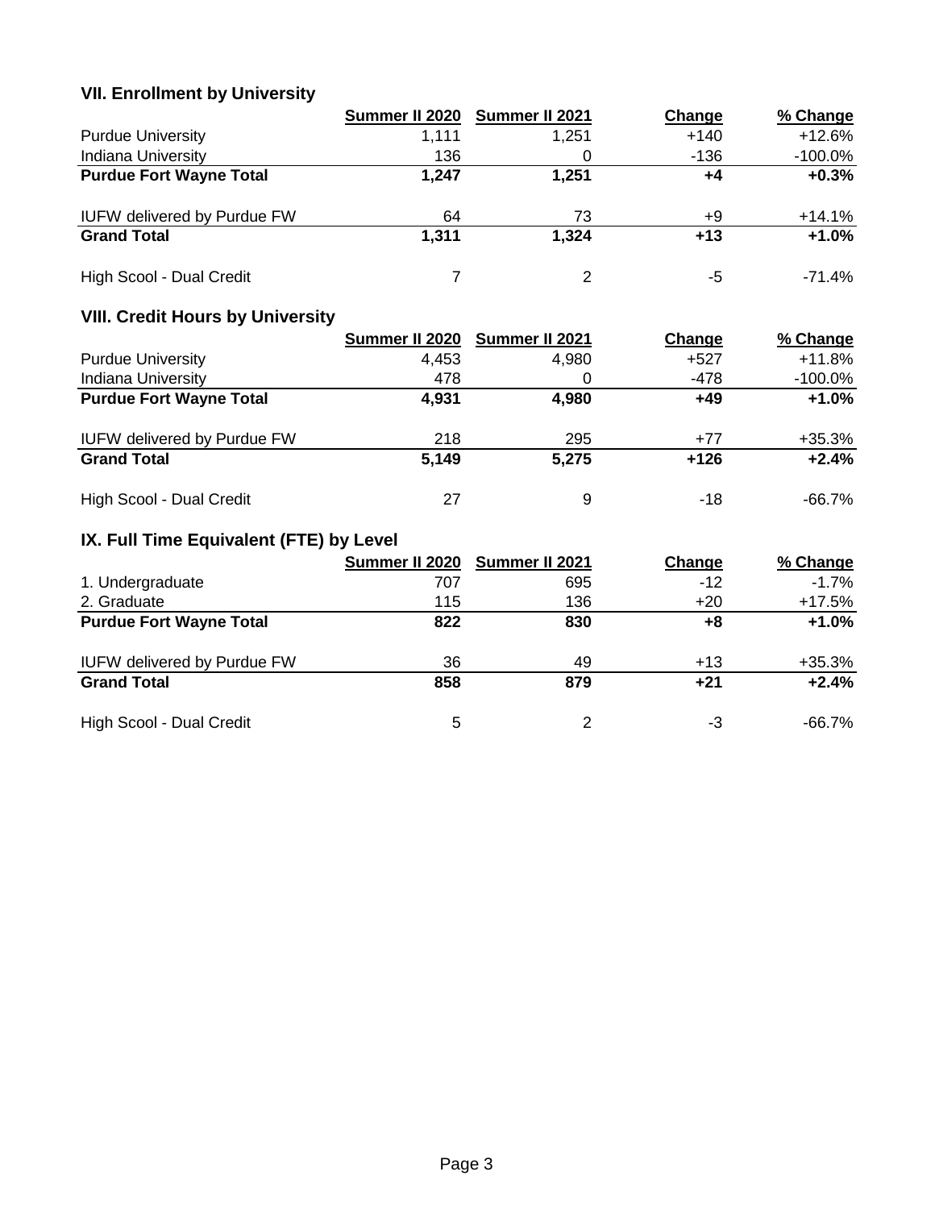### VII. Enrollment by University

| | Summer II 2020 | Summer II 2021 | Change | % Change |
|---|---|---|---|---|
| Purdue University | 1,111 | 1,251 | +140 | +12.6% |
| Indiana University | 136 | 0 | -136 | -100.0% |
| **Purdue Fort Wayne Total** | **1,247** | **1,251** | **+4** | **+0.3%** |
| | | | | |
| IUFW delivered by Purdue FW | 64 | 73 | +9 | +14.1% |
| **Grand Total** | **1,311** | **1,324** | **+13** | **+1.0%** |
| | | | | |
| High Scool - Dual Credit | 7 | 2 | -5 | -71.4% |

### VIII. Credit Hours by University

| | Summer II 2020 | Summer II 2021 | Change | % Change |
|---|---|---|---|---|
| Purdue University | 4,453 | 4,980 | +527 | +11.8% |
| Indiana University | 478 | 0 | -478 | -100.0% |
| **Purdue Fort Wayne Total** | **4,931** | **4,980** | **+49** | **+1.0%** |
| | | | | |
| IUFW delivered by Purdue FW | 218 | 295 | +77 | +35.3% |
| **Grand Total** | **5,149** | **5,275** | **+126** | **+2.4%** |
| | | | | |
| High Scool - Dual Credit | 27 | 9 | -18 | -66.7% |

### IX. Full Time Equivalent (FTE) by Level

| | Summer II 2020 | Summer II 2021 | Change | % Change |
|---|---|---|---|---|
| 1. Undergraduate | 707 | 695 | -12 | -1.7% |
| 2. Graduate | 115 | 136 | +20 | +17.5% |
| **Purdue Fort Wayne Total** | **822** | **830** | **+8** | **+1.0%** |
| | | | | |
| IUFW delivered by Purdue FW | 36 | 49 | +13 | +35.3% |
| **Grand Total** | **858** | **879** | **+21** | **+2.4%** |
| | | | | |
| High Scool - Dual Credit | 5 | 2 | -3 | -66.7% |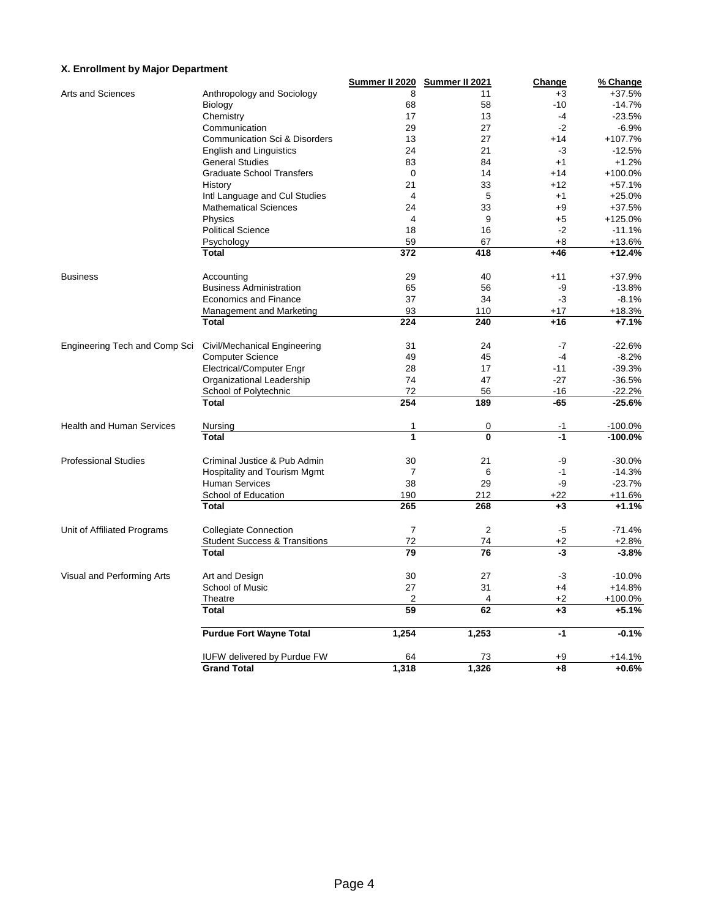### X. Enrollment by Major Department

| | | Summer II 2020 | Summer II 2021 | Change | % Change |
|---|---|---|---|---|---|
| Arts and Sciences | Anthropology and Sociology | 8 | 11 | +3 | +37.5% |
| | Biology | 68 | 58 | -10 | -14.7% |
| | Chemistry | 17 | 13 | -4 | -23.5% |
| | Communication | 29 | 27 | -2 | -6.9% |
| | Communication Sci & Disorders | 13 | 27 | +14 | +107.7% |
| | English and Linguistics | 24 | 21 | -3 | -12.5% |
| | General Studies | 83 | 84 | +1 | +1.2% |
| | Graduate School Transfers | 0 | 14 | +14 | +100.0% |
| | History | 21 | 33 | +12 | +57.1% |
| | Intl Language and Cul Studies | 4 | 5 | +1 | +25.0% |
| | Mathematical Sciences | 24 | 33 | +9 | +37.5% |
| | Physics | 4 | 9 | +5 | +125.0% |
| | Political Science | 18 | 16 | -2 | -11.1% |
| | Psychology | 59 | 67 | +8 | +13.6% |
| | **Total** | **372** | **418** | **+46** | **+12.4%** |
| Business | Accounting | 29 | 40 | +11 | +37.9% |
| | Business Administration | 65 | 56 | -9 | -13.8% |
| | Economics and Finance | 37 | 34 | -3 | -8.1% |
| | Management and Marketing | 93 | 110 | +17 | +18.3% |
| | **Total** | **224** | **240** | **+16** | **+7.1%** |
| Engineering Tech and Comp Sci | Civil/Mechanical Engineering | 31 | 24 | -7 | -22.6% |
| | Computer Science | 49 | 45 | -4 | -8.2% |
| | Electrical/Computer Engr | 28 | 17 | -11 | -39.3% |
| | Organizational Leadership | 74 | 47 | -27 | -36.5% |
| | School of Polytechnic | 72 | 56 | -16 | -22.2% |
| | **Total** | **254** | **189** | **-65** | **-25.6%** |
| Health and Human Services | Nursing | 1 | 0 | -1 | -100.0% |
| | **Total** | **1** | **0** | **-1** | **-100.0%** |
| Professional Studies | Criminal Justice & Pub Admin | 30 | 21 | -9 | -30.0% |
| | Hospitality and Tourism Mgmt | 7 | 6 | -1 | -14.3% |
| | Human Services | 38 | 29 | -9 | -23.7% |
| | School of Education | 190 | 212 | +22 | +11.6% |
| | **Total** | **265** | **268** | **+3** | **+1.1%** |
| Unit of Affiliated Programs | Collegiate Connection | 7 | 2 | -5 | -71.4% |
| | Student Success & Transitions | 72 | 74 | +2 | +2.8% |
| | **Total** | **79** | **76** | **-3** | **-3.8%** |
| Visual and Performing Arts | Art and Design | 30 | 27 | -3 | -10.0% |
| | School of Music | 27 | 31 | +4 | +14.8% |
| | Theatre | 2 | 4 | +2 | +100.0% |
| | **Total** | **59** | **62** | **+3** | **+5.1%** |
| | **Purdue Fort Wayne Total** | **1,254** | **1,253** | **-1** | **-0.1%** |
| | IUFW delivered by Purdue FW | 64 | 73 | +9 | +14.1% |
| | **Grand Total** | **1,318** | **1,326** | **+8** | **+0.6%** |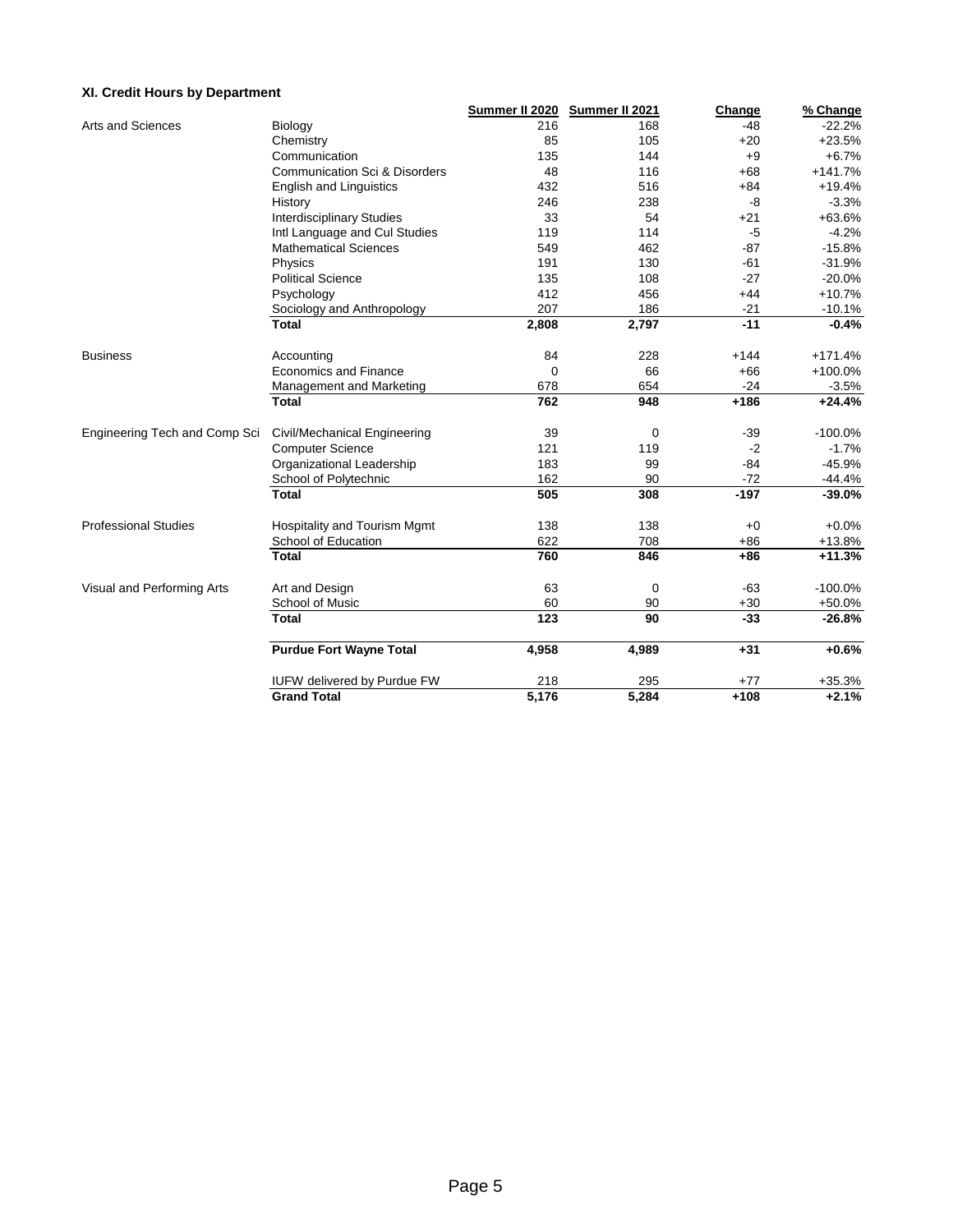### XI. Credit Hours by Department

| | | Summer II 2020 | Summer II 2021 | Change | % Change |
|---|---|---|---|---|---|
| Arts and Sciences | Biology | 216 | 168 | -48 | -22.2% |
| | Chemistry | 85 | 105 | +20 | +23.5% |
| | Communication | 135 | 144 | +9 | +6.7% |
| | Communication Sci & Disorders | 48 | 116 | +68 | +141.7% |
| | English and Linguistics | 432 | 516 | +84 | +19.4% |
| | History | 246 | 238 | -8 | -3.3% |
| | Interdisciplinary Studies | 33 | 54 | +21 | +63.6% |
| | Intl Language and Cul Studies | 119 | 114 | -5 | -4.2% |
| | Mathematical Sciences | 549 | 462 | -87 | -15.8% |
| | Physics | 191 | 130 | -61 | -31.9% |
| | Political Science | 135 | 108 | -27 | -20.0% |
| | Psychology | 412 | 456 | +44 | +10.7% |
| | Sociology and Anthropology | 207 | 186 | -21 | -10.1% |
| | **Total** | **2,808** | **2,797** | **-11** | **-0.4%** |
| Business | Accounting | 84 | 228 | +144 | +171.4% |
| | Economics and Finance | 0 | 66 | +66 | +100.0% |
| | Management and Marketing | 678 | 654 | -24 | -3.5% |
| | **Total** | **762** | **948** | **+186** | **+24.4%** |
| Engineering Tech and Comp Sci | Civil/Mechanical Engineering | 39 | 0 | -39 | -100.0% |
| | Computer Science | 121 | 119 | -2 | -1.7% |
| | Organizational Leadership | 183 | 99 | -84 | -45.9% |
| | School of Polytechnic | 162 | 90 | -72 | -44.4% |
| | **Total** | **505** | **308** | **-197** | **-39.0%** |
| Professional Studies | Hospitality and Tourism Mgmt | 138 | 138 | +0 | +0.0% |
| | School of Education | 622 | 708 | +86 | +13.8% |
| | **Total** | **760** | **846** | **+86** | **+11.3%** |
| Visual and Performing Arts | Art and Design | 63 | 0 | -63 | -100.0% |
| | School of Music | 60 | 90 | +30 | +50.0% |
| | **Total** | **123** | **90** | **-33** | **-26.8%** |
| | **Purdue Fort Wayne Total** | **4,958** | **4,989** | **+31** | **+0.6%** |
| | IUFW delivered by Purdue FW | 218 | 295 | +77 | +35.3% |
| | **Grand Total** | **5,176** | **5,284** | **+108** | **+2.1%** |